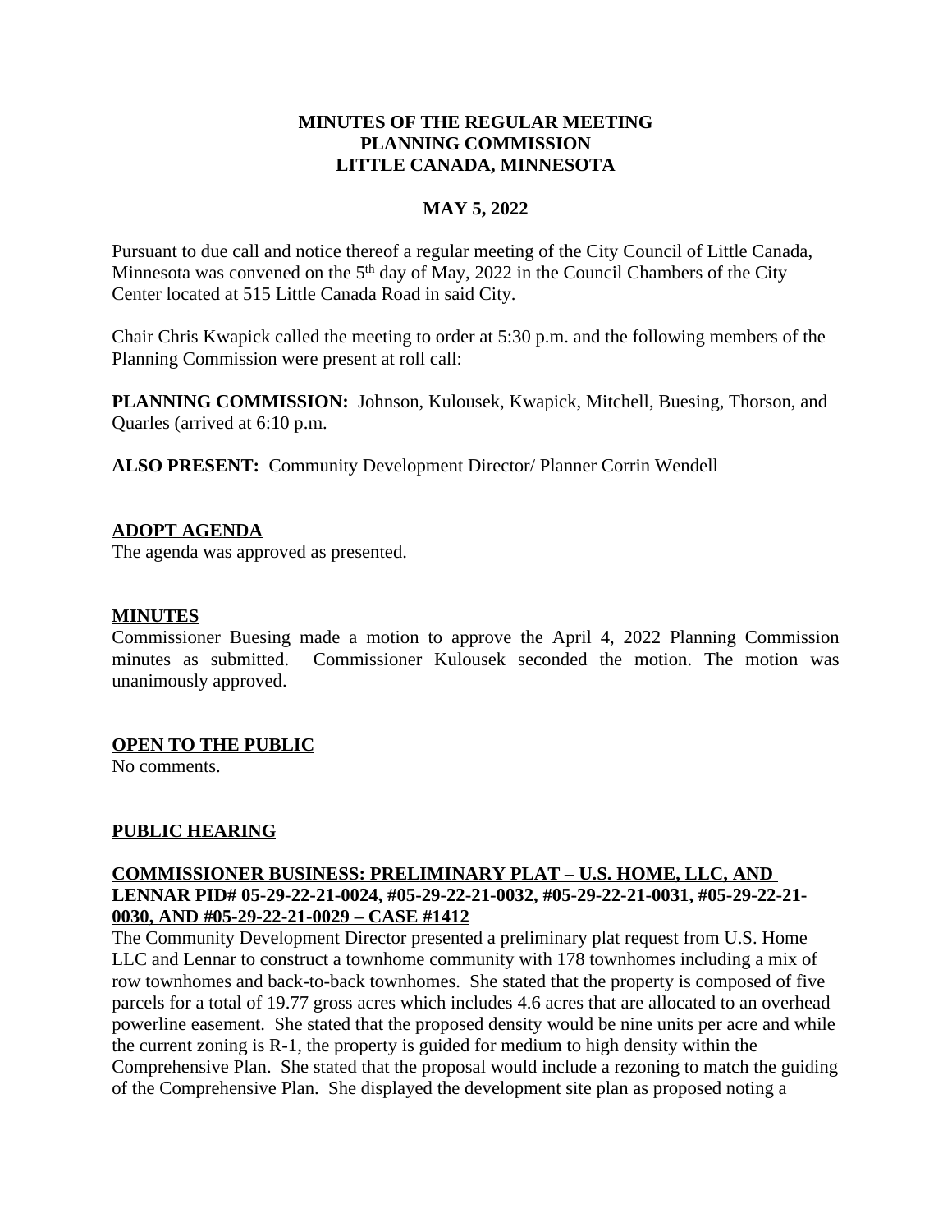**MINUTES OF THE REGULAR MEETING**
**PLANNING COMMISSION**
**LITTLE CANADA, MINNESOTA**

**MAY 5, 2022**

Pursuant to due call and notice thereof a regular meeting of the City Council of Little Canada, Minnesota was convened on the 5th day of May, 2022 in the Council Chambers of the City Center located at 515 Little Canada Road in said City.

Chair Chris Kwapick called the meeting to order at 5:30 p.m. and the following members of the Planning Commission were present at roll call:

**PLANNING COMMISSION:** Johnson, Kulousek, Kwapick, Mitchell, Buesing, Thorson, and Quarles (arrived at 6:10 p.m.

**ALSO PRESENT:** Community Development Director/ Planner Corrin Wendell

**ADOPT AGENDA**

The agenda was approved as presented.

**MINUTES**

Commissioner Buesing made a motion to approve the April 4, 2022 Planning Commission minutes as submitted. Commissioner Kulousek seconded the motion. The motion was unanimously approved.

**OPEN TO THE PUBLIC**

No comments.

**PUBLIC HEARING**

**COMMISSIONER BUSINESS: PRELIMINARY PLAT – U.S. HOME, LLC, AND LENNAR PID# 05-29-22-21-0024, #05-29-22-21-0032, #05-29-22-21-0031, #05-29-22-21-0030, AND #05-29-22-21-0029 – CASE #1412**

The Community Development Director presented a preliminary plat request from U.S. Home LLC and Lennar to construct a townhome community with 178 townhomes including a mix of row townhomes and back-to-back townhomes. She stated that the property is composed of five parcels for a total of 19.77 gross acres which includes 4.6 acres that are allocated to an overhead powerline easement. She stated that the proposed density would be nine units per acre and while the current zoning is R-1, the property is guided for medium to high density within the Comprehensive Plan. She stated that the proposal would include a rezoning to match the guiding of the Comprehensive Plan. She displayed the development site plan as proposed noting a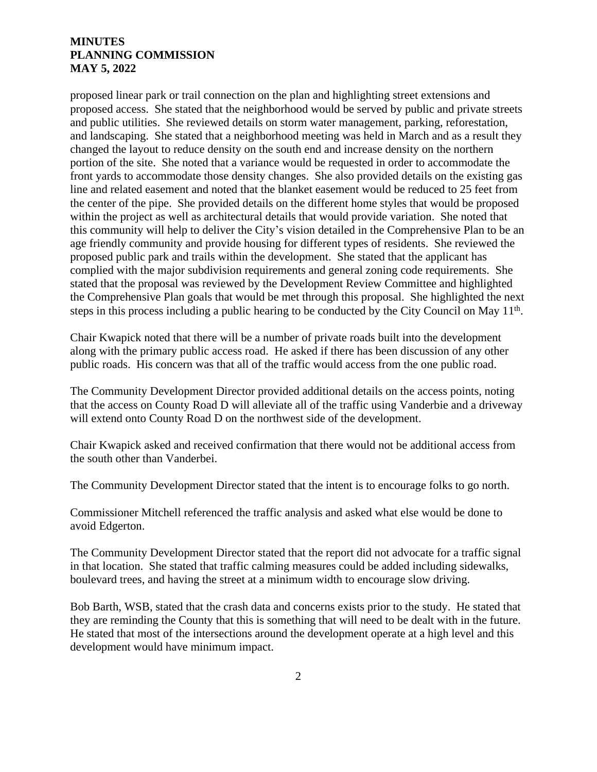proposed linear park or trail connection on the plan and highlighting street extensions and proposed access. She stated that the neighborhood would be served by public and private streets and public utilities. She reviewed details on storm water management, parking, reforestation, and landscaping. She stated that a neighborhood meeting was held in March and as a result they changed the layout to reduce density on the south end and increase density on the northern portion of the site. She noted that a variance would be requested in order to accommodate the front yards to accommodate those density changes. She also provided details on the existing gas line and related easement and noted that the blanket easement would be reduced to 25 feet from the center of the pipe. She provided details on the different home styles that would be proposed within the project as well as architectural details that would provide variation. She noted that this community will help to deliver the City's vision detailed in the Comprehensive Plan to be an age friendly community and provide housing for different types of residents. She reviewed the proposed public park and trails within the development. She stated that the applicant has complied with the major subdivision requirements and general zoning code requirements. She stated that the proposal was reviewed by the Development Review Committee and highlighted the Comprehensive Plan goals that would be met through this proposal. She highlighted the next steps in this process including a public hearing to be conducted by the City Council on May 11th.

Chair Kwapick noted that there will be a number of private roads built into the development along with the primary public access road. He asked if there has been discussion of any other public roads. His concern was that all of the traffic would access from the one public road.

The Community Development Director provided additional details on the access points, noting that the access on County Road D will alleviate all of the traffic using Vanderbie and a driveway will extend onto County Road D on the northwest side of the development.

Chair Kwapick asked and received confirmation that there would not be additional access from the south other than Vanderbei.

The Community Development Director stated that the intent is to encourage folks to go north.

Commissioner Mitchell referenced the traffic analysis and asked what else would be done to avoid Edgerton.

The Community Development Director stated that the report did not advocate for a traffic signal in that location. She stated that traffic calming measures could be added including sidewalks, boulevard trees, and having the street at a minimum width to encourage slow driving.

Bob Barth, WSB, stated that the crash data and concerns exists prior to the study. He stated that they are reminding the County that this is something that will need to be dealt with in the future. He stated that most of the intersections around the development operate at a high level and this development would have minimum impact.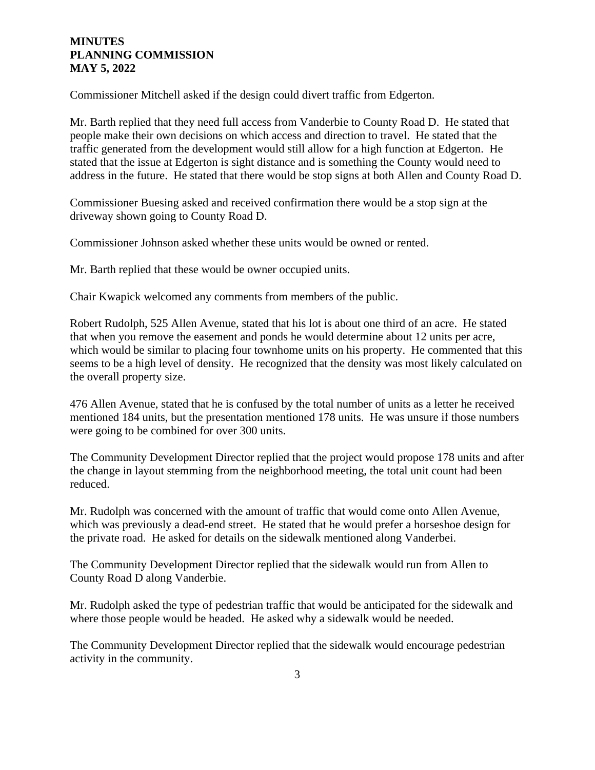Commissioner Mitchell asked if the design could divert traffic from Edgerton.

Mr. Barth replied that they need full access from Vanderbie to County Road D. He stated that people make their own decisions on which access and direction to travel. He stated that the traffic generated from the development would still allow for a high function at Edgerton. He stated that the issue at Edgerton is sight distance and is something the County would need to address in the future. He stated that there would be stop signs at both Allen and County Road D.

Commissioner Buesing asked and received confirmation there would be a stop sign at the driveway shown going to County Road D.

Commissioner Johnson asked whether these units would be owned or rented.

Mr. Barth replied that these would be owner occupied units.

Chair Kwapick welcomed any comments from members of the public.

Robert Rudolph, 525 Allen Avenue, stated that his lot is about one third of an acre. He stated that when you remove the easement and ponds he would determine about 12 units per acre, which would be similar to placing four townhome units on his property. He commented that this seems to be a high level of density. He recognized that the density was most likely calculated on the overall property size.

476 Allen Avenue, stated that he is confused by the total number of units as a letter he received mentioned 184 units, but the presentation mentioned 178 units. He was unsure if those numbers were going to be combined for over 300 units.

The Community Development Director replied that the project would propose 178 units and after the change in layout stemming from the neighborhood meeting, the total unit count had been reduced.

Mr. Rudolph was concerned with the amount of traffic that would come onto Allen Avenue, which was previously a dead-end street. He stated that he would prefer a horseshoe design for the private road. He asked for details on the sidewalk mentioned along Vanderbei.

The Community Development Director replied that the sidewalk would run from Allen to County Road D along Vanderbie.

Mr. Rudolph asked the type of pedestrian traffic that would be anticipated for the sidewalk and where those people would be headed. He asked why a sidewalk would be needed.

The Community Development Director replied that the sidewalk would encourage pedestrian activity in the community.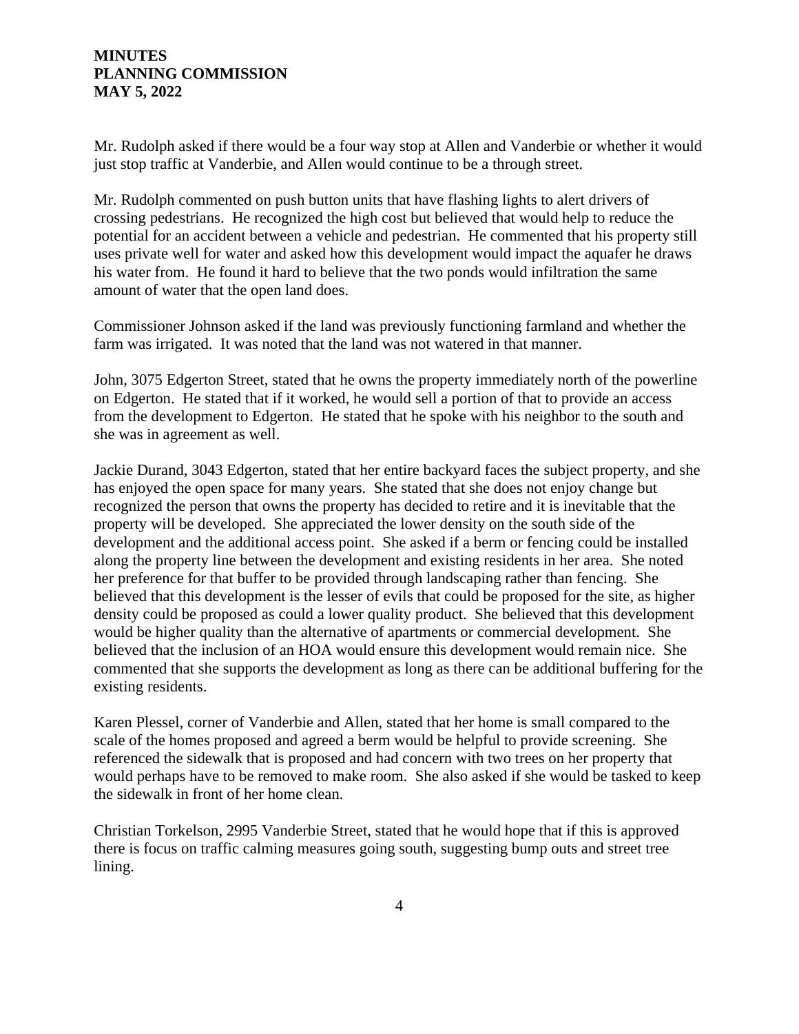Mr. Rudolph asked if there would be a four way stop at Allen and Vanderbie or whether it would just stop traffic at Vanderbie, and Allen would continue to be a through street.

Mr. Rudolph commented on push button units that have flashing lights to alert drivers of crossing pedestrians. He recognized the high cost but believed that would help to reduce the potential for an accident between a vehicle and pedestrian. He commented that his property still uses private well for water and asked how this development would impact the aquafer he draws his water from. He found it hard to believe that the two ponds would infiltration the same amount of water that the open land does.

Commissioner Johnson asked if the land was previously functioning farmland and whether the farm was irrigated. It was noted that the land was not watered in that manner.

John, 3075 Edgerton Street, stated that he owns the property immediately north of the powerline on Edgerton. He stated that if it worked, he would sell a portion of that to provide an access from the development to Edgerton. He stated that he spoke with his neighbor to the south and she was in agreement as well.

Jackie Durand, 3043 Edgerton, stated that her entire backyard faces the subject property, and she has enjoyed the open space for many years. She stated that she does not enjoy change but recognized the person that owns the property has decided to retire and it is inevitable that the property will be developed. She appreciated the lower density on the south side of the development and the additional access point. She asked if a berm or fencing could be installed along the property line between the development and existing residents in her area. She noted her preference for that buffer to be provided through landscaping rather than fencing. She believed that this development is the lesser of evils that could be proposed for the site, as higher density could be proposed as could a lower quality product. She believed that this development would be higher quality than the alternative of apartments or commercial development. She believed that the inclusion of an HOA would ensure this development would remain nice. She commented that she supports the development as long as there can be additional buffering for the existing residents.

Karen Plessel, corner of Vanderbie and Allen, stated that her home is small compared to the scale of the homes proposed and agreed a berm would be helpful to provide screening. She referenced the sidewalk that is proposed and had concern with two trees on her property that would perhaps have to be removed to make room. She also asked if she would be tasked to keep the sidewalk in front of her home clean.

Christian Torkelson, 2995 Vanderbie Street, stated that he would hope that if this is approved there is focus on traffic calming measures going south, suggesting bump outs and street tree lining.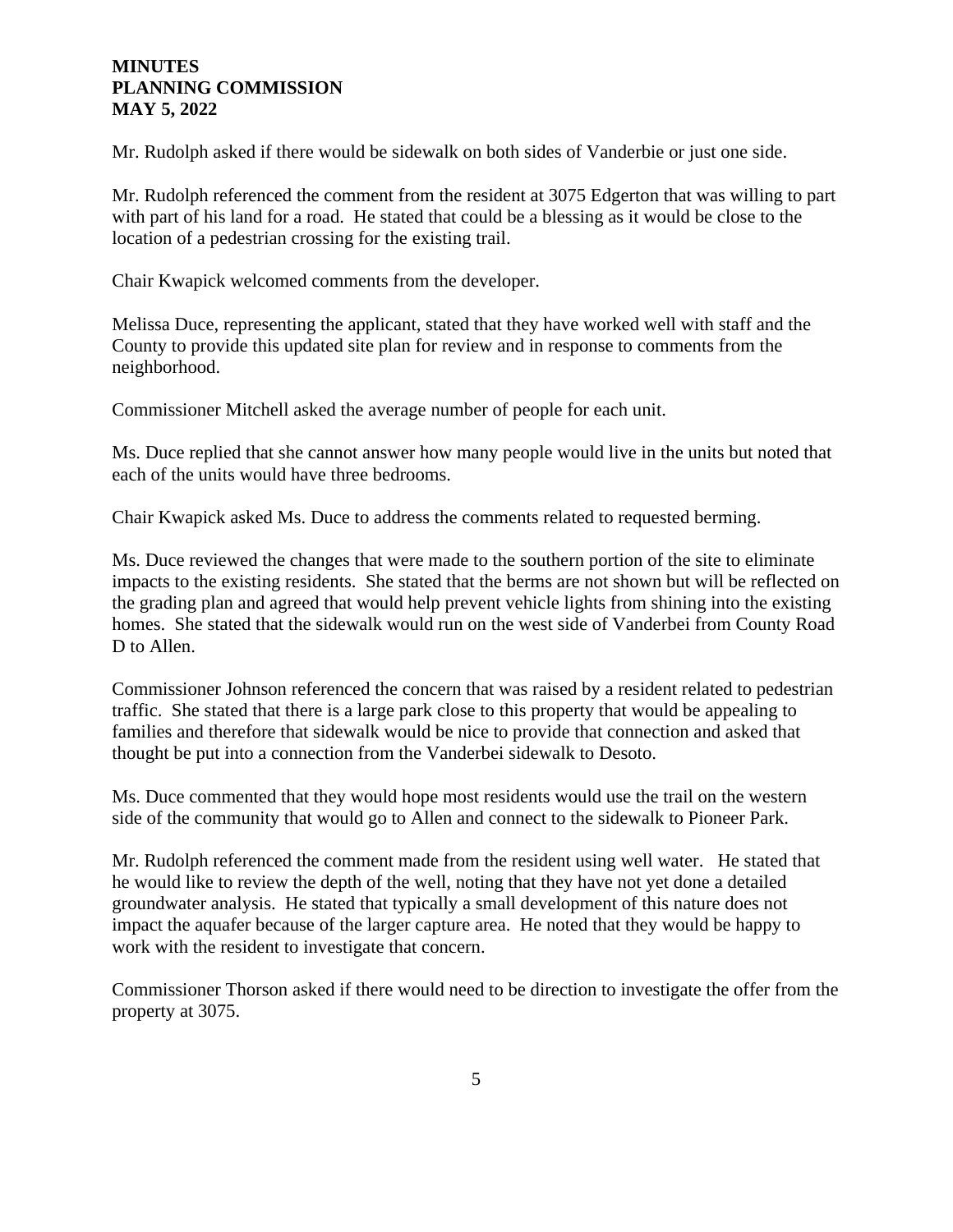Mr. Rudolph asked if there would be sidewalk on both sides of Vanderbie or just one side.

Mr. Rudolph referenced the comment from the resident at 3075 Edgerton that was willing to part with part of his land for a road. He stated that could be a blessing as it would be close to the location of a pedestrian crossing for the existing trail.

Chair Kwapick welcomed comments from the developer.

Melissa Duce, representing the applicant, stated that they have worked well with staff and the County to provide this updated site plan for review and in response to comments from the neighborhood.

Commissioner Mitchell asked the average number of people for each unit.

Ms. Duce replied that she cannot answer how many people would live in the units but noted that each of the units would have three bedrooms.

Chair Kwapick asked Ms. Duce to address the comments related to requested berming.

Ms. Duce reviewed the changes that were made to the southern portion of the site to eliminate impacts to the existing residents. She stated that the berms are not shown but will be reflected on the grading plan and agreed that would help prevent vehicle lights from shining into the existing homes. She stated that the sidewalk would run on the west side of Vanderbei from County Road D to Allen.

Commissioner Johnson referenced the concern that was raised by a resident related to pedestrian traffic. She stated that there is a large park close to this property that would be appealing to families and therefore that sidewalk would be nice to provide that connection and asked that thought be put into a connection from the Vanderbei sidewalk to Desoto.

Ms. Duce commented that they would hope most residents would use the trail on the western side of the community that would go to Allen and connect to the sidewalk to Pioneer Park.

Mr. Rudolph referenced the comment made from the resident using well water. He stated that he would like to review the depth of the well, noting that they have not yet done a detailed groundwater analysis. He stated that typically a small development of this nature does not impact the aquafer because of the larger capture area. He noted that they would be happy to work with the resident to investigate that concern.

Commissioner Thorson asked if there would need to be direction to investigate the offer from the property at 3075.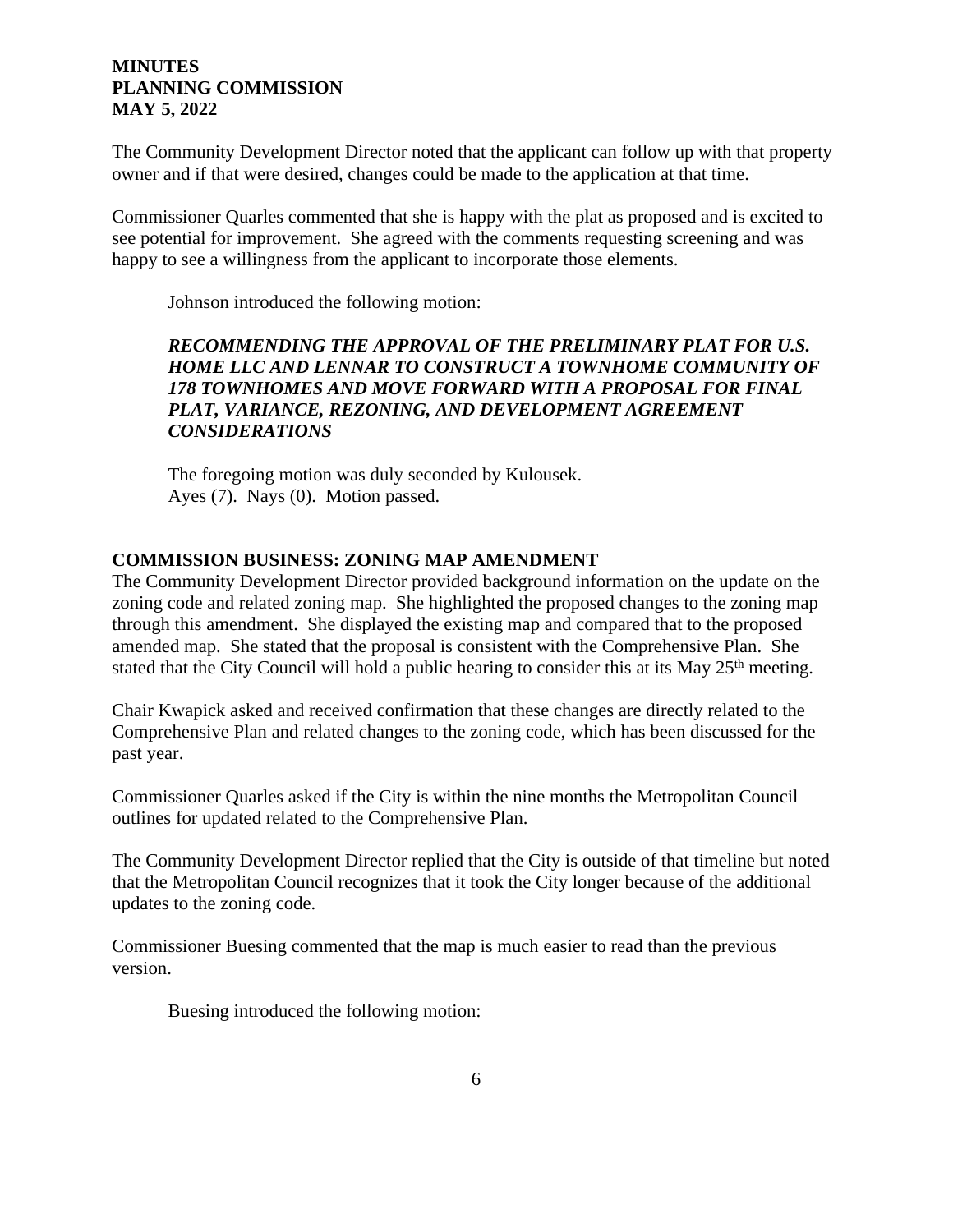The Community Development Director noted that the applicant can follow up with that property owner and if that were desired, changes could be made to the application at that time.

Commissioner Quarles commented that she is happy with the plat as proposed and is excited to see potential for improvement. She agreed with the comments requesting screening and was happy to see a willingness from the applicant to incorporate those elements.

Johnson introduced the following motion:

> ***RECOMMENDING THE APPROVAL OF THE PRELIMINARY PLAT FOR U.S. HOME LLC AND LENNAR TO CONSTRUCT A TOWNHOME COMMUNITY OF 178 TOWNHOMES AND MOVE FORWARD WITH A PROPOSAL FOR FINAL PLAT, VARIANCE, REZONING, AND DEVELOPMENT AGREEMENT CONSIDERATIONS***

> The foregoing motion was duly seconded by Kulousek.
> Ayes (7). Nays (0). Motion passed.

**COMMISSION BUSINESS: ZONING MAP AMENDMENT**

The Community Development Director provided background information on the update on the zoning code and related zoning map. She highlighted the proposed changes to the zoning map through this amendment. She displayed the existing map and compared that to the proposed amended map. She stated that the proposal is consistent with the Comprehensive Plan. She stated that the City Council will hold a public hearing to consider this at its May 25th meeting.

Chair Kwapick asked and received confirmation that these changes are directly related to the Comprehensive Plan and related changes to the zoning code, which has been discussed for the past year.

Commissioner Quarles asked if the City is within the nine months the Metropolitan Council outlines for updated related to the Comprehensive Plan.

The Community Development Director replied that the City is outside of that timeline but noted that the Metropolitan Council recognizes that it took the City longer because of the additional updates to the zoning code.

Commissioner Buesing commented that the map is much easier to read than the previous version.

Buesing introduced the following motion: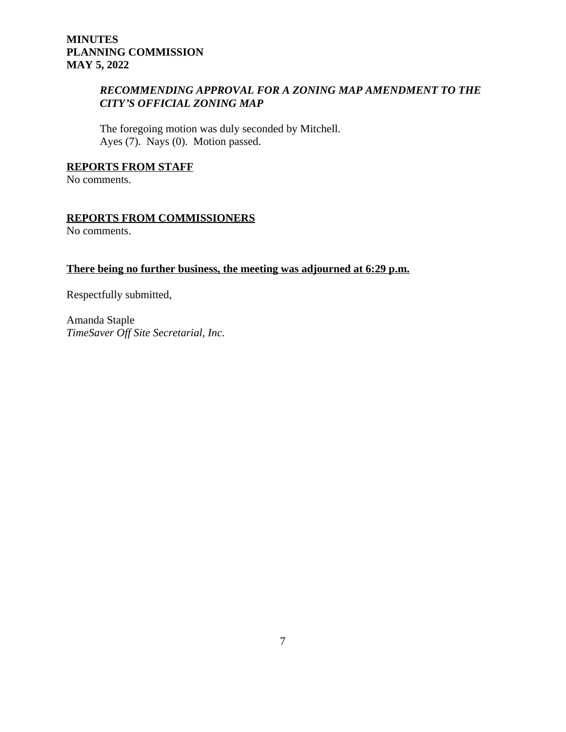***RECOMMENDING APPROVAL FOR A ZONING MAP AMENDMENT TO THE CITY'S OFFICIAL ZONING MAP***

The foregoing motion was duly seconded by Mitchell.
Ayes (7). Nays (0). Motion passed.

**REPORTS FROM STAFF**

No comments.

**REPORTS FROM COMMISSIONERS**

No comments.

**There being no further business, the meeting was adjourned at 6:29 p.m.**

Respectfully submitted,

Amanda Staple
*TimeSaver Off Site Secretarial, Inc.*